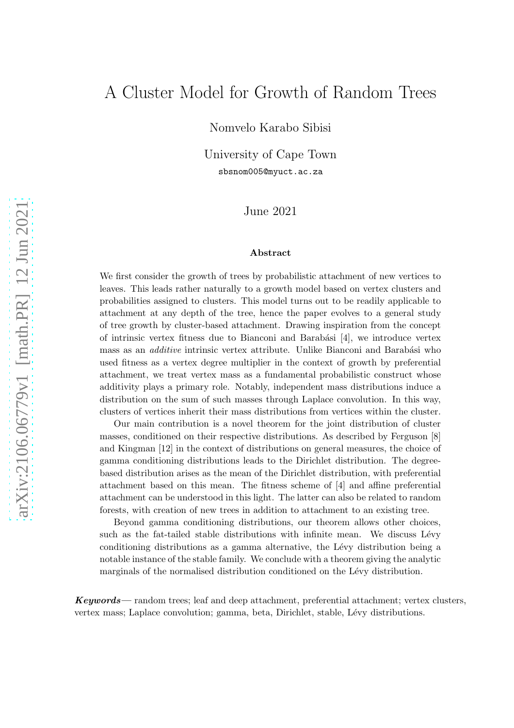# A Cluster Model for Growth of Random Trees

Nomvelo Karabo Sibisi

University of Cape Town

sbsnom005@myuct.ac.za

June 2021

## Abstract

We first consider the growth of trees by probabilistic attachment of new vertices to leaves. This leads rather naturally to a growth model based on vertex clusters and probabilities assigned to clusters. This model turns out to be readily applicable to attachment at any depth of the tree, hence the paper evolves to a general study of tree growth by cluster-based attachment. Drawing inspiration from the concept of intrinsic vertex fitness due to Bianconi and Barabási [4], we introduce vertex mass as an *additive* intrinsic vertex attribute. Unlike Bianconi and Barabási who used fitness as a vertex degree multiplier in the context of growth by preferential attachment, we treat vertex mass as a fundamental probabilistic construct whose additivity plays a primary role. Notably, independent mass distributions induce a distribution on the sum of such masses through Laplace convolution. In this way, clusters of vertices inherit their mass distributions from vertices within the cluster.

Our main contribution is a novel theorem for the joint distribution of cluster masses, conditioned on their respective distributions. As described by Ferguson [8] and Kingman [12] in the context of distributions on general measures, the choice of gamma conditioning distributions leads to the Dirichlet distribution. The degree-based distribution arises as the mean of the Dirichlet distribution, with preferential attachment based on this mean. The fitness scheme of [4] and affine preferential attachment can be understood in this light. The latter can also be related to random forests, with creation of new trees in addition to attachment to an existing tree.

Beyond gamma conditioning distributions, our theorem allows other choices, such as the fat-tailed stable distributions with infinite mean. We discuss Lévy conditioning distributions as a gamma alternative, the Lévy distribution being a notable instance of the stable family. We conclude with a theorem giving the analytic marginals of the normalised distribution conditioned on the Lévy distribution.

***Keywords*** — random trees; leaf and deep attachment, preferential attachment; vertex clusters, vertex mass; Laplace convolution; gamma, beta, Dirichlet, stable, Lévy distributions.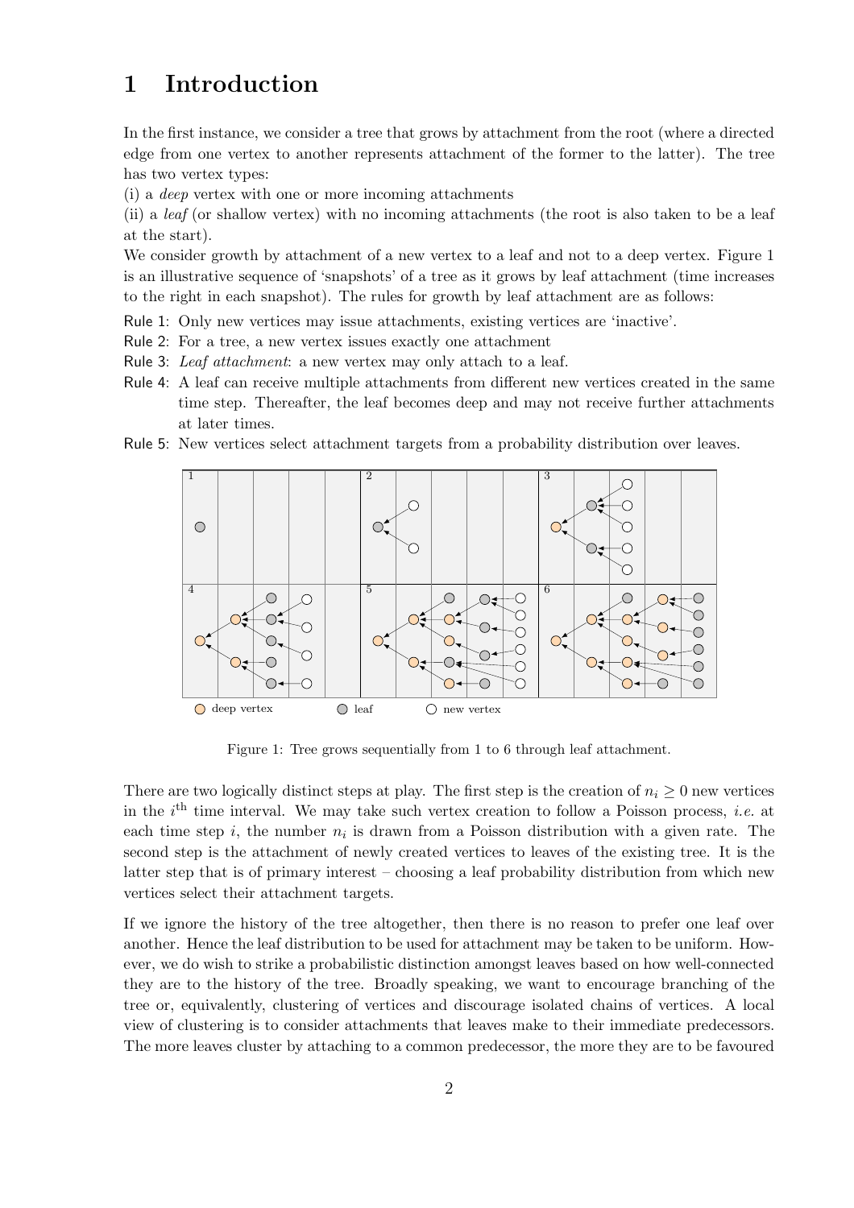# 1 Introduction

In the first instance, we consider a tree that grows by attachment from the root (where a directed edge from one vertex to another represents attachment of the former to the latter). The tree has two vertex types:

(i) a *deep* vertex with one or more incoming attachments

(ii) a *leaf* (or shallow vertex) with no incoming attachments (the root is also taken to be a leaf at the start).

We consider growth by attachment of a new vertex to a leaf and not to a deep vertex. Figure 1 is an illustrative sequence of 'snapshots' of a tree as it grows by leaf attachment (time increases to the right in each snapshot). The rules for growth by leaf attachment are as follows:

- Rule 1: Only new vertices may issue attachments, existing vertices are 'inactive'.
- Rule 2: For a tree, a new vertex issues exactly one attachment
- Rule 3: *Leaf attachment*: a new vertex may only attach to a leaf.
- Rule 4: A leaf can receive multiple attachments from different new vertices created in the same time step. Thereafter, the leaf becomes deep and may not receive further attachments at later times.
- Rule 5: New vertices select attachment targets from a probability distribution over leaves.

Figure 1: Tree grows sequentially from 1 to 6 through leaf attachment.

There are two logically distinct steps at play. The first step is the creation of $n_i \geq 0$ new vertices in the $i^{\text{th}}$ time interval. We may take such vertex creation to follow a Poisson process, *i.e.* at each time step $i$, the number $n_i$ is drawn from a Poisson distribution with a given rate. The second step is the attachment of newly created vertices to leaves of the existing tree. It is the latter step that is of primary interest – choosing a leaf probability distribution from which new vertices select their attachment targets.

If we ignore the history of the tree altogether, then there is no reason to prefer one leaf over another. Hence the leaf distribution to be used for attachment may be taken to be uniform. However, we do wish to strike a probabilistic distinction amongst leaves based on how well-connected they are to the history of the tree. Broadly speaking, we want to encourage branching of the tree or, equivalently, clustering of vertices and discourage isolated chains of vertices. A local view of clustering is to consider attachments that leaves make to their immediate predecessors. The more leaves cluster by attaching to a common predecessor, the more they are to be favoured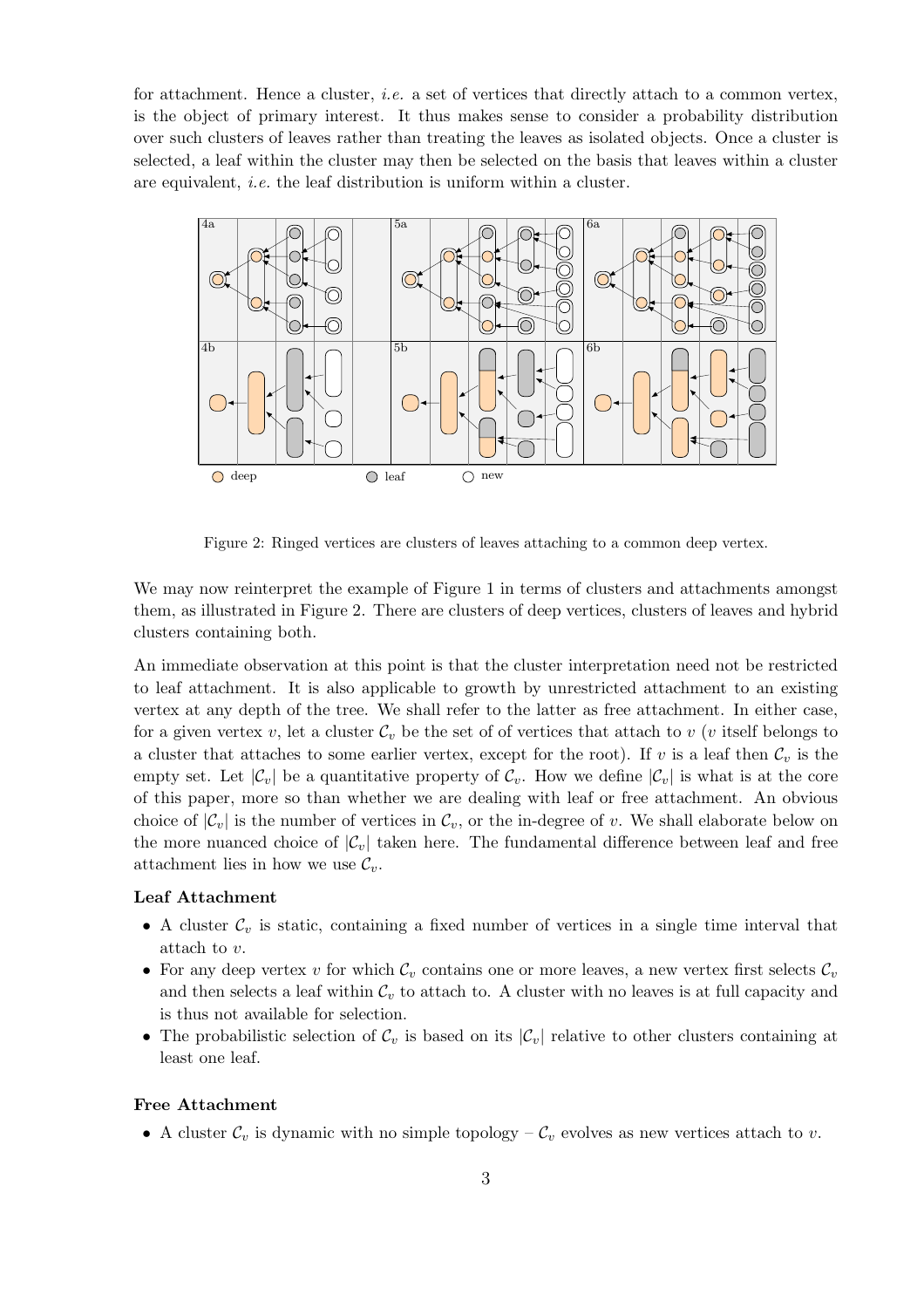for attachment. Hence a cluster, *i.e.* a set of vertices that directly attach to a common vertex, is the object of primary interest. It thus makes sense to consider a probability distribution over such clusters of leaves rather than treating the leaves as isolated objects. Once a cluster is selected, a leaf within the cluster may then be selected on the basis that leaves within a cluster are equivalent, *i.e.* the leaf distribution is uniform within a cluster.

Figure 2: Ringed vertices are clusters of leaves attaching to a common deep vertex.

We may now reinterpret the example of Figure 1 in terms of clusters and attachments amongst them, as illustrated in Figure 2. There are clusters of deep vertices, clusters of leaves and hybrid clusters containing both.

An immediate observation at this point is that the cluster interpretation need not be restricted to leaf attachment. It is also applicable to growth by unrestricted attachment to an existing vertex at any depth of the tree. We shall refer to the latter as free attachment. In either case, for a given vertex $v$, let a cluster $\mathcal{C}_v$ be the set of of vertices that attach to $v$ ($v$ itself belongs to a cluster that attaches to some earlier vertex, except for the root). If $v$ is a leaf then $\mathcal{C}_v$ is the empty set. Let $|\mathcal{C}_v|$ be a quantitative property of $\mathcal{C}_v$. How we define $|\mathcal{C}_v|$ is what is at the core of this paper, more so than whether we are dealing with leaf or free attachment. An obvious choice of $|\mathcal{C}_v|$ is the number of vertices in $\mathcal{C}_v$, or the in-degree of $v$. We shall elaborate below on the more nuanced choice of $|\mathcal{C}_v|$ taken here. The fundamental difference between leaf and free attachment lies in how we use $\mathcal{C}_v$.

**Leaf Attachment**

- A cluster $\mathcal{C}_v$ is static, containing a fixed number of vertices in a single time interval that attach to $v$.
- For any deep vertex $v$ for which $\mathcal{C}_v$ contains one or more leaves, a new vertex first selects $\mathcal{C}_v$ and then selects a leaf within $\mathcal{C}_v$ to attach to. A cluster with no leaves is at full capacity and is thus not available for selection.
- The probabilistic selection of $\mathcal{C}_v$ is based on its $|\mathcal{C}_v|$ relative to other clusters containing at least one leaf.

**Free Attachment**

- A cluster $\mathcal{C}_v$ is dynamic with no simple topology – $\mathcal{C}_v$ evolves as new vertices attach to $v$.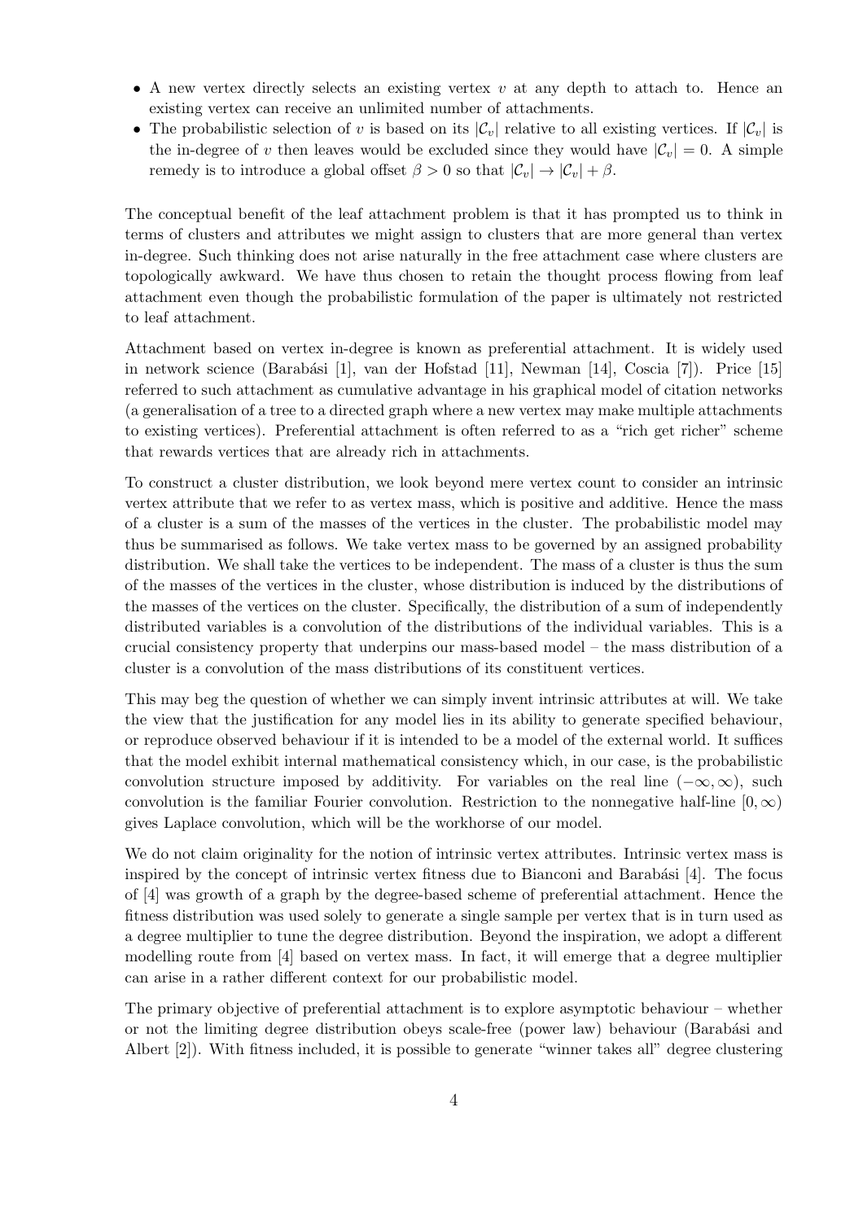- A new vertex directly selects an existing vertex $v$ at any depth to attach to. Hence an existing vertex can receive an unlimited number of attachments.
- The probabilistic selection of $v$ is based on its $|\mathcal{C}_v|$ relative to all existing vertices. If $|\mathcal{C}_v|$ is the in-degree of $v$ then leaves would be excluded since they would have $|\mathcal{C}_v| = 0$. A simple remedy is to introduce a global offset $\beta > 0$ so that $|\mathcal{C}_v| \to |\mathcal{C}_v| + \beta$.

The conceptual benefit of the leaf attachment problem is that it has prompted us to think in terms of clusters and attributes we might assign to clusters that are more general than vertex in-degree. Such thinking does not arise naturally in the free attachment case where clusters are topologically awkward. We have thus chosen to retain the thought process flowing from leaf attachment even though the probabilistic formulation of the paper is ultimately not restricted to leaf attachment.

Attachment based on vertex in-degree is known as preferential attachment. It is widely used in network science (Barabási [1], van der Hofstad [11], Newman [14], Coscia [7]). Price [15] referred to such attachment as cumulative advantage in his graphical model of citation networks (a generalisation of a tree to a directed graph where a new vertex may make multiple attachments to existing vertices). Preferential attachment is often referred to as a "rich get richer" scheme that rewards vertices that are already rich in attachments.

To construct a cluster distribution, we look beyond mere vertex count to consider an intrinsic vertex attribute that we refer to as vertex mass, which is positive and additive. Hence the mass of a cluster is a sum of the masses of the vertices in the cluster. The probabilistic model may thus be summarised as follows. We take vertex mass to be governed by an assigned probability distribution. We shall take the vertices to be independent. The mass of a cluster is thus the sum of the masses of the vertices in the cluster, whose distribution is induced by the distributions of the masses of the vertices on the cluster. Specifically, the distribution of a sum of independently distributed variables is a convolution of the distributions of the individual variables. This is a crucial consistency property that underpins our mass-based model – the mass distribution of a cluster is a convolution of the mass distributions of its constituent vertices.

This may beg the question of whether we can simply invent intrinsic attributes at will. We take the view that the justification for any model lies in its ability to generate specified behaviour, or reproduce observed behaviour if it is intended to be a model of the external world. It suffices that the model exhibit internal mathematical consistency which, in our case, is the probabilistic convolution structure imposed by additivity. For variables on the real line $(-\infty, \infty)$, such convolution is the familiar Fourier convolution. Restriction to the nonnegative half-line $[0, \infty)$ gives Laplace convolution, which will be the workhorse of our model.

We do not claim originality for the notion of intrinsic vertex attributes. Intrinsic vertex mass is inspired by the concept of intrinsic vertex fitness due to Bianconi and Barabási [4]. The focus of [4] was growth of a graph by the degree-based scheme of preferential attachment. Hence the fitness distribution was used solely to generate a single sample per vertex that is in turn used as a degree multiplier to tune the degree distribution. Beyond the inspiration, we adopt a different modelling route from [4] based on vertex mass. In fact, it will emerge that a degree multiplier can arise in a rather different context for our probabilistic model.

The primary objective of preferential attachment is to explore asymptotic behaviour – whether or not the limiting degree distribution obeys scale-free (power law) behaviour (Barabási and Albert [2]). With fitness included, it is possible to generate "winner takes all" degree clustering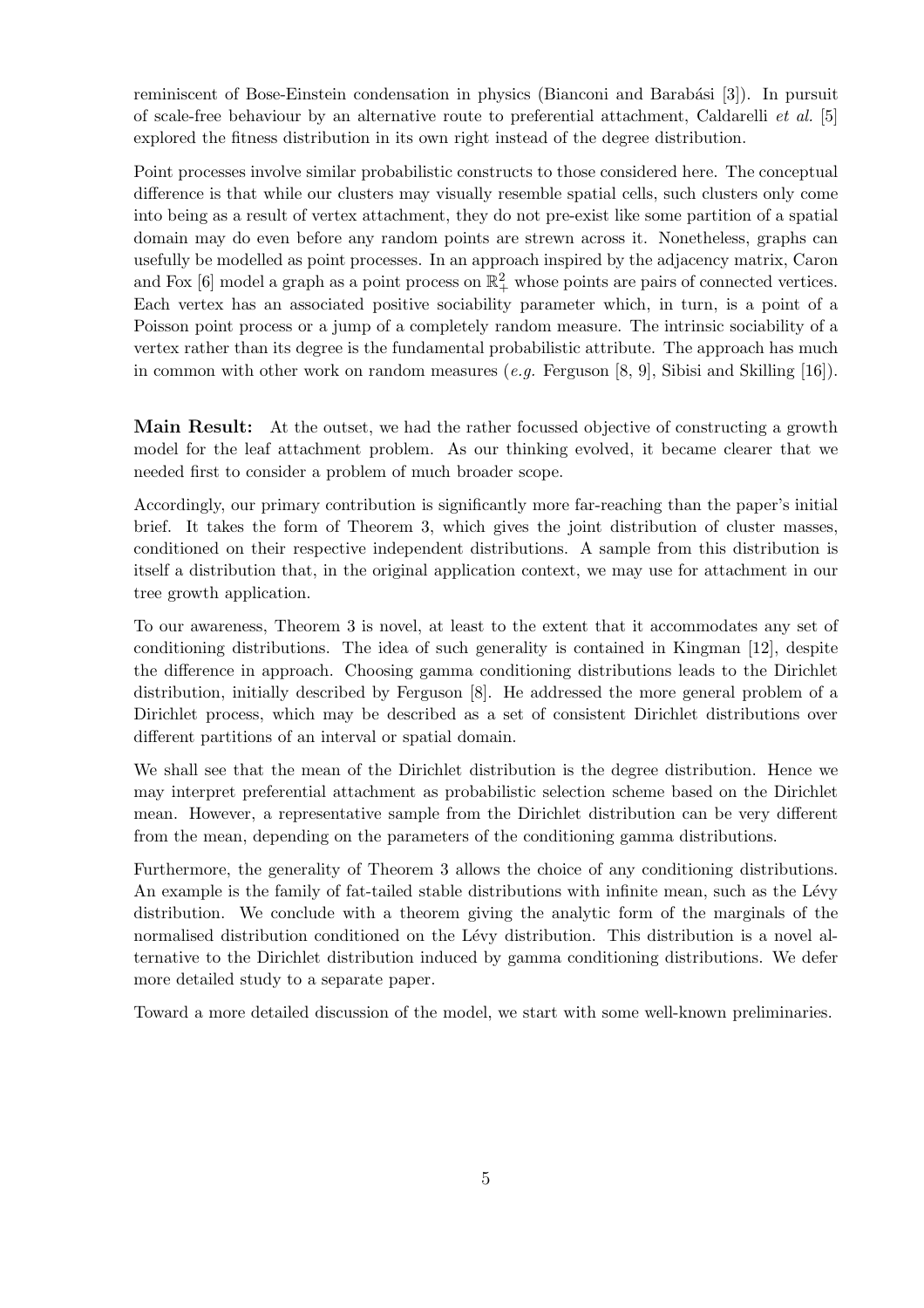reminiscent of Bose-Einstein condensation in physics (Bianconi and Barabási [3]). In pursuit of scale-free behaviour by an alternative route to preferential attachment, Caldarelli *et al.* [5] explored the fitness distribution in its own right instead of the degree distribution.

Point processes involve similar probabilistic constructs to those considered here. The conceptual difference is that while our clusters may visually resemble spatial cells, such clusters only come into being as a result of vertex attachment, they do not pre-exist like some partition of a spatial domain may do even before any random points are strewn across it. Nonetheless, graphs can usefully be modelled as point processes. In an approach inspired by the adjacency matrix, Caron and Fox [6] model a graph as a point process on $\mathbb{R}_+^2$ whose points are pairs of connected vertices. Each vertex has an associated positive sociability parameter which, in turn, is a point of a Poisson point process or a jump of a completely random measure. The intrinsic sociability of a vertex rather than its degree is the fundamental probabilistic attribute. The approach has much in common with other work on random measures (*e.g.* Ferguson [8, 9], Sibisi and Skilling [16]).

**Main Result:** At the outset, we had the rather focussed objective of constructing a growth model for the leaf attachment problem. As our thinking evolved, it became clearer that we needed first to consider a problem of much broader scope.

Accordingly, our primary contribution is significantly more far-reaching than the paper's initial brief. It takes the form of Theorem 3, which gives the joint distribution of cluster masses, conditioned on their respective independent distributions. A sample from this distribution is itself a distribution that, in the original application context, we may use for attachment in our tree growth application.

To our awareness, Theorem 3 is novel, at least to the extent that it accommodates any set of conditioning distributions. The idea of such generality is contained in Kingman [12], despite the difference in approach. Choosing gamma conditioning distributions leads to the Dirichlet distribution, initially described by Ferguson [8]. He addressed the more general problem of a Dirichlet process, which may be described as a set of consistent Dirichlet distributions over different partitions of an interval or spatial domain.

We shall see that the mean of the Dirichlet distribution is the degree distribution. Hence we may interpret preferential attachment as probabilistic selection scheme based on the Dirichlet mean. However, a representative sample from the Dirichlet distribution can be very different from the mean, depending on the parameters of the conditioning gamma distributions.

Furthermore, the generality of Theorem 3 allows the choice of any conditioning distributions. An example is the family of fat-tailed stable distributions with infinite mean, such as the Lévy distribution. We conclude with a theorem giving the analytic form of the marginals of the normalised distribution conditioned on the Lévy distribution. This distribution is a novel alternative to the Dirichlet distribution induced by gamma conditioning distributions. We defer more detailed study to a separate paper.

Toward a more detailed discussion of the model, we start with some well-known preliminaries.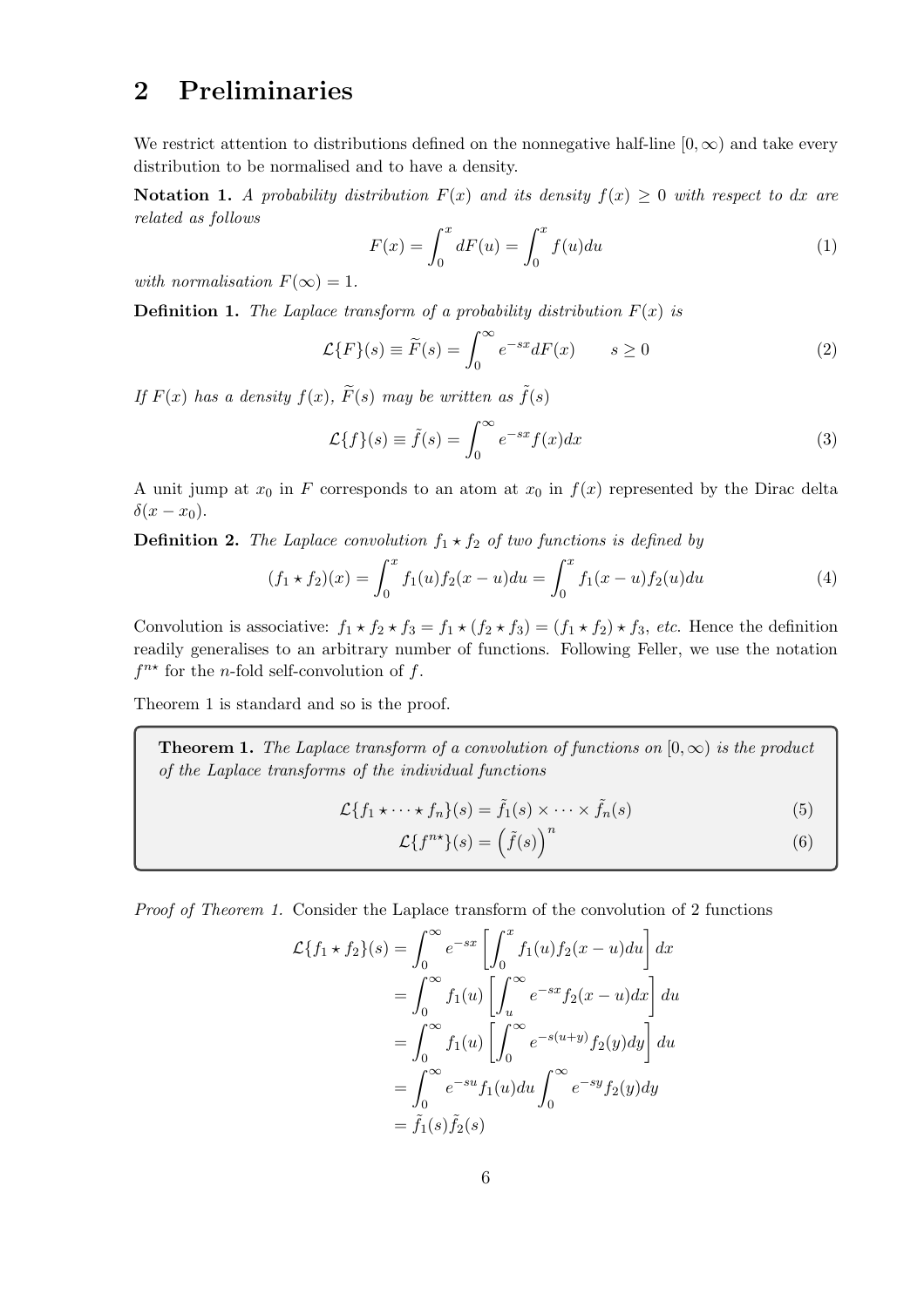## 2 Preliminaries

We restrict attention to distributions defined on the nonnegative half-line $[0, \infty)$ and take every distribution to be normalised and to have a density.

**Notation 1.** *A probability distribution $F(x)$ and its density $f(x) \geq 0$ with respect to $dx$ are related as follows*

$$F(x) = \int_0^x dF(u) = \int_0^x f(u)du \tag{1}$$

*with normalisation $F(\infty) = 1$.*

**Definition 1.** *The Laplace transform of a probability distribution $F(x)$ is*

$$\mathcal{L}\{F\}(s) \equiv \widetilde{F}(s) = \int_0^\infty e^{-sx} dF(x) \qquad s \geq 0 \tag{2}$$

*If $F(x)$ has a density $f(x)$, $\widetilde{F}(s)$ may be written as $\tilde{f}(s)$*

$$\mathcal{L}\{f\}(s) \equiv \tilde{f}(s) = \int_0^\infty e^{-sx} f(x)dx \tag{3}$$

A unit jump at $x_0$ in $F$ corresponds to an atom at $x_0$ in $f(x)$ represented by the Dirac delta $\delta(x - x_0)$.

**Definition 2.** *The Laplace convolution $f_1 \star f_2$ of two functions is defined by*

$$(f_1 \star f_2)(x) = \int_0^x f_1(u) f_2(x-u)du = \int_0^x f_1(x-u) f_2(u)du \tag{4}$$

Convolution is associative: $f_1 \star f_2 \star f_3 = f_1 \star (f_2 \star f_3) = (f_1 \star f_2) \star f_3$, *etc.* Hence the definition readily generalises to an arbitrary number of functions. Following Feller, we use the notation $f^{n\star}$ for the $n$-fold self-convolution of $f$.

Theorem 1 is standard and so is the proof.

**Theorem 1.** *The Laplace transform of a convolution of functions on $[0, \infty)$ is the product of the Laplace transforms of the individual functions*

$$\mathcal{L}\{f_1 \star \cdots \star f_n\}(s) = \tilde{f}_1(s) \times \cdots \times \tilde{f}_n(s) \tag{5}$$

$$\mathcal{L}\{f^{n\star}\}(s) = \left(\tilde{f}(s)\right)^n \tag{6}$$

*Proof of Theorem 1.* Consider the Laplace transform of the convolution of 2 functions

$$\begin{aligned}
\mathcal{L}\{f_1 \star f_2\}(s) &= \int_0^\infty e^{-sx} \left[ \int_0^x f_1(u) f_2(x-u)du \right] dx \\
&= \int_0^\infty f_1(u) \left[ \int_u^\infty e^{-sx} f_2(x-u)dx \right] du \\
&= \int_0^\infty f_1(u) \left[ \int_0^\infty e^{-s(u+y)} f_2(y)dy \right] du \\
&= \int_0^\infty e^{-su} f_1(u)du \int_0^\infty e^{-sy} f_2(y)dy \\
&= \tilde{f}_1(s)\tilde{f}_2(s)
\end{aligned}$$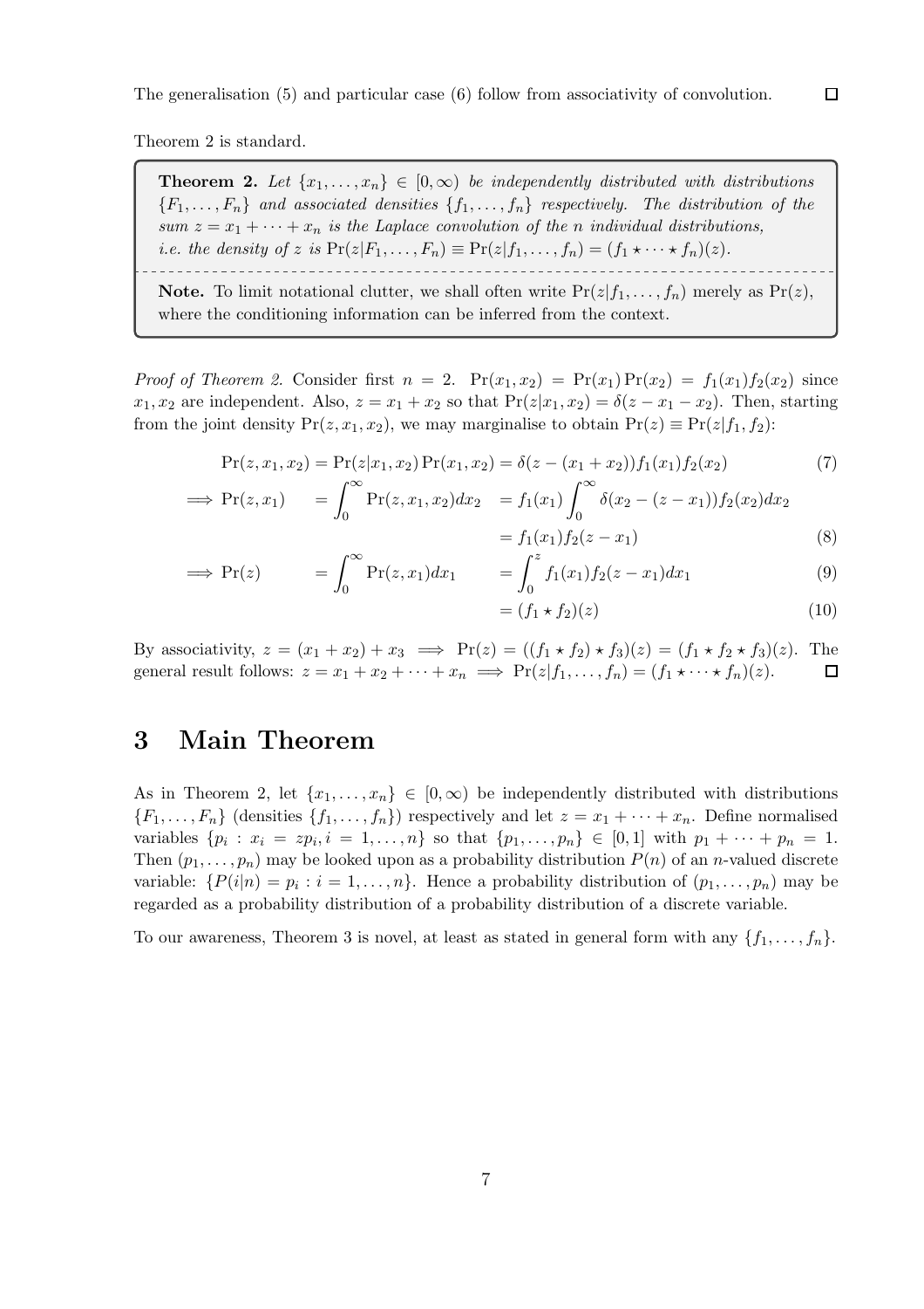The generalisation (5) and particular case (6) follow from associativity of convolution. □

Theorem 2 is standard.

> **Theorem 2.** *Let $\{x_1, \ldots, x_n\} \in [0, \infty)$ be independently distributed with distributions $\{F_1, \ldots, F_n\}$ and associated densities $\{f_1, \ldots, f_n\}$ respectively. The distribution of the sum $z = x_1 + \cdots + x_n$ is the Laplace convolution of the $n$ individual distributions, i.e. the density of $z$ is $\Pr(z|F_1, \ldots, F_n) \equiv \Pr(z|f_1, \ldots, f_n) = (f_1 \star \cdots \star f_n)(z)$.*
>
> **Note.** To limit notational clutter, we shall often write $\Pr(z|f_1, \ldots, f_n)$ merely as $\Pr(z)$, where the conditioning information can be inferred from the context.

*Proof of Theorem 2.* Consider first $n = 2$. $\Pr(x_1, x_2) = \Pr(x_1)\Pr(x_2) = f_1(x_1)f_2(x_2)$ since $x_1, x_2$ are independent. Also, $z = x_1 + x_2$ so that $\Pr(z|x_1, x_2) = \delta(z - x_1 - x_2)$. Then, starting from the joint density $\Pr(z, x_1, x_2)$, we may marginalise to obtain $\Pr(z) \equiv \Pr(z|f_1, f_2)$:

$$\Pr(z, x_1, x_2) = \Pr(z|x_1, x_2)\Pr(x_1, x_2) = \delta(z - (x_1 + x_2))f_1(x_1)f_2(x_2) \tag{7}$$

$$\implies \Pr(z, x_1) = \int_0^\infty \Pr(z, x_1, x_2)dx_2 = f_1(x_1)\int_0^\infty \delta(x_2 - (z - x_1))f_2(x_2)dx_2$$

$$= f_1(x_1)f_2(z - x_1) \tag{8}$$

$$\implies \Pr(z) = \int_0^\infty \Pr(z, x_1)dx_1 = \int_0^z f_1(x_1)f_2(z - x_1)dx_1 \tag{9}$$

$$= (f_1 \star f_2)(z) \tag{10}$$

By associativity, $z = (x_1 + x_2) + x_3 \implies \Pr(z) = ((f_1 \star f_2) \star f_3)(z) = (f_1 \star f_2 \star f_3)(z)$. The general result follows: $z = x_1 + x_2 + \cdots + x_n \implies \Pr(z|f_1, \ldots, f_n) = (f_1 \star \cdots \star f_n)(z)$. □

# 3 Main Theorem

As in Theorem 2, let $\{x_1, \ldots, x_n\} \in [0, \infty)$ be independently distributed with distributions $\{F_1, \ldots, F_n\}$ (densities $\{f_1, \ldots, f_n\}$) respectively and let $z = x_1 + \cdots + x_n$. Define normalised variables $\{p_i : x_i = zp_i, i = 1, \ldots, n\}$ so that $\{p_1, \ldots, p_n\} \in [0, 1]$ with $p_1 + \cdots + p_n = 1$. Then $(p_1, \ldots, p_n)$ may be looked upon as a probability distribution $P(n)$ of an $n$-valued discrete variable: $\{P(i|n) = p_i : i = 1, \ldots, n\}$. Hence a probability distribution of $(p_1, \ldots, p_n)$ may be regarded as a probability distribution of a probability distribution of a discrete variable.

To our awareness, Theorem 3 is novel, at least as stated in general form with any $\{f_1, \ldots, f_n\}$.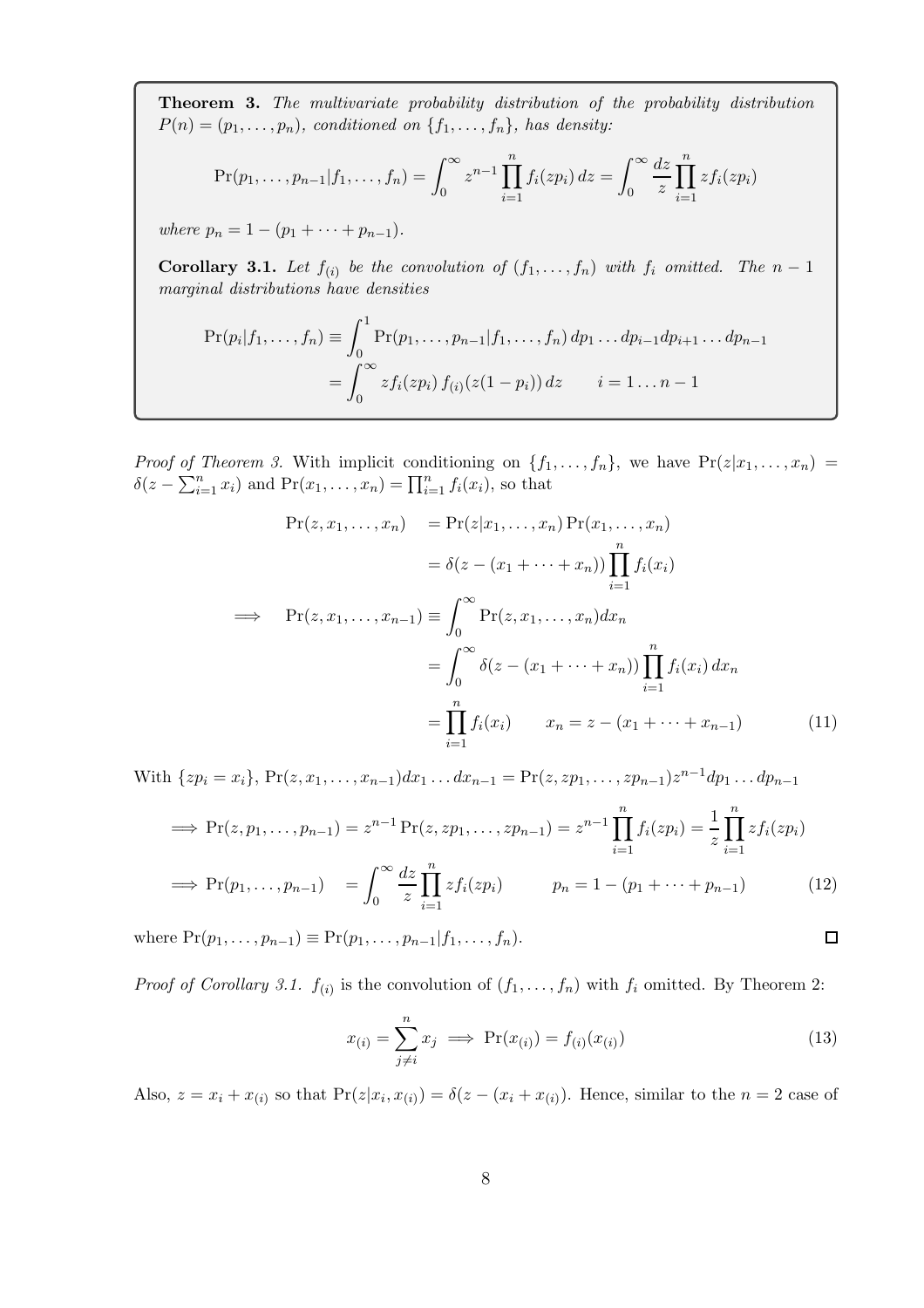**Theorem 3.** *The multivariate probability distribution of the probability distribution $P(n) = (p_1, \dots, p_n)$, conditioned on $\{f_1, \dots, f_n\}$, has density:*

$$\Pr(p_1, \dots, p_{n-1} | f_1, \dots, f_n) = \int_0^\infty z^{n-1} \prod_{i=1}^n f_i(zp_i)\, dz = \int_0^\infty \frac{dz}{z} \prod_{i=1}^n z f_i(zp_i)$$

*where $p_n = 1 - (p_1 + \cdots + p_{n-1})$.*

**Corollary 3.1.** *Let $f_{(i)}$ be the convolution of $(f_1, \dots, f_n)$ with $f_i$ omitted. The $n-1$ marginal distributions have densities*

$$\begin{aligned}
\Pr(p_i | f_1, \dots, f_n) &\equiv \int_0^1 \Pr(p_1, \dots, p_{n-1} | f_1, \dots, f_n)\, dp_1 \dots dp_{i-1} dp_{i+1} \dots dp_{n-1} \\
&= \int_0^\infty z f_i(zp_i)\, f_{(i)}(z(1-p_i))\, dz \qquad i = 1 \dots n-1
\end{aligned}$$

*Proof of Theorem 3.* With implicit conditioning on $\{f_1, \dots, f_n\}$, we have $\Pr(z|x_1, \dots, x_n) = \delta(z - \sum_{i=1}^n x_i)$ and $\Pr(x_1, \dots, x_n) = \prod_{i=1}^n f_i(x_i)$, so that

$$\begin{aligned}
\Pr(z, x_1, \dots, x_n) &= \Pr(z|x_1, \dots, x_n) \Pr(x_1, \dots, x_n) \\
&= \delta(z - (x_1 + \cdots + x_n)) \prod_{i=1}^n f_i(x_i) \\
\implies \quad \Pr(z, x_1, \dots, x_{n-1}) &\equiv \int_0^\infty \Pr(z, x_1, \dots, x_n) dx_n \\
&= \int_0^\infty \delta(z - (x_1 + \cdots + x_n)) \prod_{i=1}^n f_i(x_i)\, dx_n \\
&= \prod_{i=1}^n f_i(x_i) \qquad x_n = z - (x_1 + \cdots + x_{n-1})
\end{aligned} \tag{11}$$

With $\{zp_i = x_i\}$, $\Pr(z, x_1, \dots, x_{n-1}) dx_1 \dots dx_{n-1} = \Pr(z, zp_1, \dots, zp_{n-1}) z^{n-1} dp_1 \dots dp_{n-1}$

$$\implies \Pr(z, p_1, \dots, p_{n-1}) = z^{n-1} \Pr(z, zp_1, \dots, zp_{n-1}) = z^{n-1} \prod_{i=1}^n f_i(zp_i) = \frac{1}{z} \prod_{i=1}^n z f_i(zp_i)$$

$$\implies \Pr(p_1, \dots, p_{n-1}) \quad = \int_0^\infty \frac{dz}{z} \prod_{i=1}^n z f_i(zp_i) \qquad p_n = 1 - (p_1 + \cdots + p_{n-1}) \tag{12}$$

where $\Pr(p_1, \dots, p_{n-1}) \equiv \Pr(p_1, \dots, p_{n-1} | f_1, \dots, f_n)$. $\square$

*Proof of Corollary 3.1.* $f_{(i)}$ is the convolution of $(f_1, \dots, f_n)$ with $f_i$ omitted. By Theorem 2:

$$x_{(i)} = \sum_{j \neq i}^n x_j \implies \Pr(x_{(i)}) = f_{(i)}(x_{(i)}) \tag{13}$$

Also, $z = x_i + x_{(i)}$ so that $\Pr(z|x_i, x_{(i)}) = \delta(z - (x_i + x_{(i)}))$. Hence, similar to the $n = 2$ case of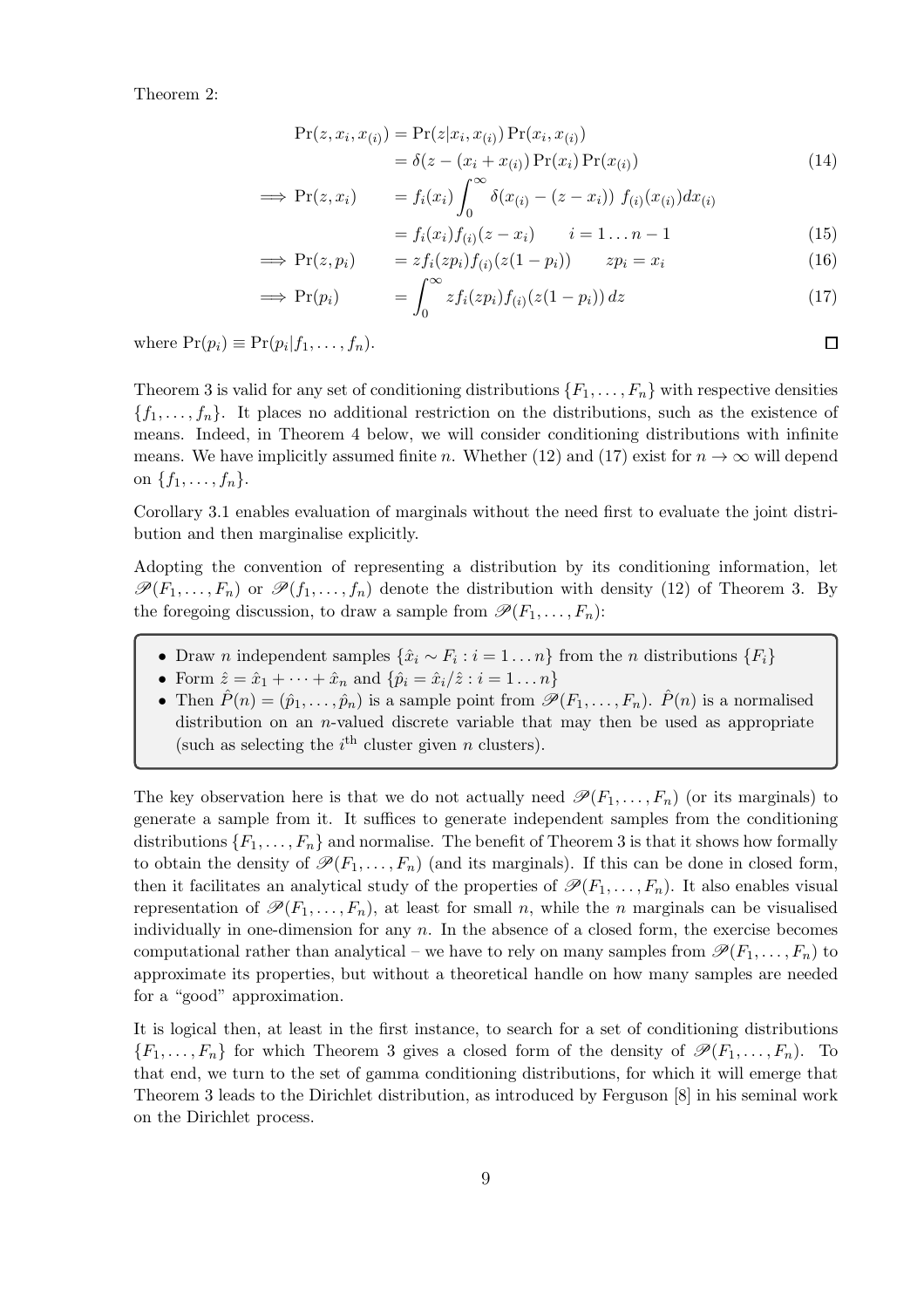Theorem 2:

$$
\begin{aligned}
\Pr(z, x_i, x_{(i)}) &= \Pr(z|x_i, x_{(i)}) \Pr(x_i, x_{(i)}) \\
&= \delta(z - (x_i + x_{(i)}) \Pr(x_i) \Pr(x_{(i)}) && (14) \\
\implies \Pr(z, x_i) \quad &= f_i(x_i) \int_0^\infty \delta(x_{(i)} - (z - x_i)) \; f_{(i)}(x_{(i)}) dx_{(i)} \\
&= f_i(x_i) f_{(i)}(z - x_i) \qquad i = 1 \ldots n-1 && (15) \\
\implies \Pr(z, p_i) \quad &= z f_i(zp_i) f_{(i)}(z(1-p_i)) \qquad zp_i = x_i && (16) \\
\implies \Pr(p_i) \quad &= \int_0^\infty z f_i(zp_i) f_{(i)}(z(1-p_i)) \, dz && (17)
\end{aligned}
$$

where $\Pr(p_i) \equiv \Pr(p_i | f_1, \ldots, f_n)$. □

Theorem 3 is valid for any set of conditioning distributions $\{F_1, \ldots, F_n\}$ with respective densities $\{f_1, \ldots, f_n\}$. It places no additional restriction on the distributions, such as the existence of means. Indeed, in Theorem 4 below, we will consider conditioning distributions with infinite means. We have implicitly assumed finite $n$. Whether (12) and (17) exist for $n \to \infty$ will depend on $\{f_1, \ldots, f_n\}$.

Corollary 3.1 enables evaluation of marginals without the need first to evaluate the joint distribution and then marginalise explicitly.

Adopting the convention of representing a distribution by its conditioning information, let $\mathscr{P}(F_1, \ldots, F_n)$ or $\mathscr{P}(f_1, \ldots, f_n)$ denote the distribution with density (12) of Theorem 3. By the foregoing discussion, to draw a sample from $\mathscr{P}(F_1, \ldots, F_n)$:

- Draw $n$ independent samples $\{\hat{x}_i \sim F_i : i = 1 \ldots n\}$ from the $n$ distributions $\{F_i\}$
- Form $\hat{z} = \hat{x}_1 + \cdots + \hat{x}_n$ and $\{\hat{p}_i = \hat{x}_i / \hat{z} : i = 1 \ldots n\}$
- Then $\hat{P}(n) = (\hat{p}_1, \ldots, \hat{p}_n)$ is a sample point from $\mathscr{P}(F_1, \ldots, F_n)$. $\hat{P}(n)$ is a normalised distribution on an $n$-valued discrete variable that may then be used as appropriate (such as selecting the $i^{\text{th}}$ cluster given $n$ clusters).

The key observation here is that we do not actually need $\mathscr{P}(F_1, \ldots, F_n)$ (or its marginals) to generate a sample from it. It suffices to generate independent samples from the conditioning distributions $\{F_1, \ldots, F_n\}$ and normalise. The benefit of Theorem 3 is that it shows how formally to obtain the density of $\mathscr{P}(F_1, \ldots, F_n)$ (and its marginals). If this can be done in closed form, then it facilitates an analytical study of the properties of $\mathscr{P}(F_1, \ldots, F_n)$. It also enables visual representation of $\mathscr{P}(F_1, \ldots, F_n)$, at least for small $n$, while the $n$ marginals can be visualised individually in one-dimension for any $n$. In the absence of a closed form, the exercise becomes computational rather than analytical – we have to rely on many samples from $\mathscr{P}(F_1, \ldots, F_n)$ to approximate its properties, but without a theoretical handle on how many samples are needed for a "good" approximation.

It is logical then, at least in the first instance, to search for a set of conditioning distributions $\{F_1, \ldots, F_n\}$ for which Theorem 3 gives a closed form of the density of $\mathscr{P}(F_1, \ldots, F_n)$. To that end, we turn to the set of gamma conditioning distributions, for which it will emerge that Theorem 3 leads to the Dirichlet distribution, as introduced by Ferguson [8] in his seminal work on the Dirichlet process.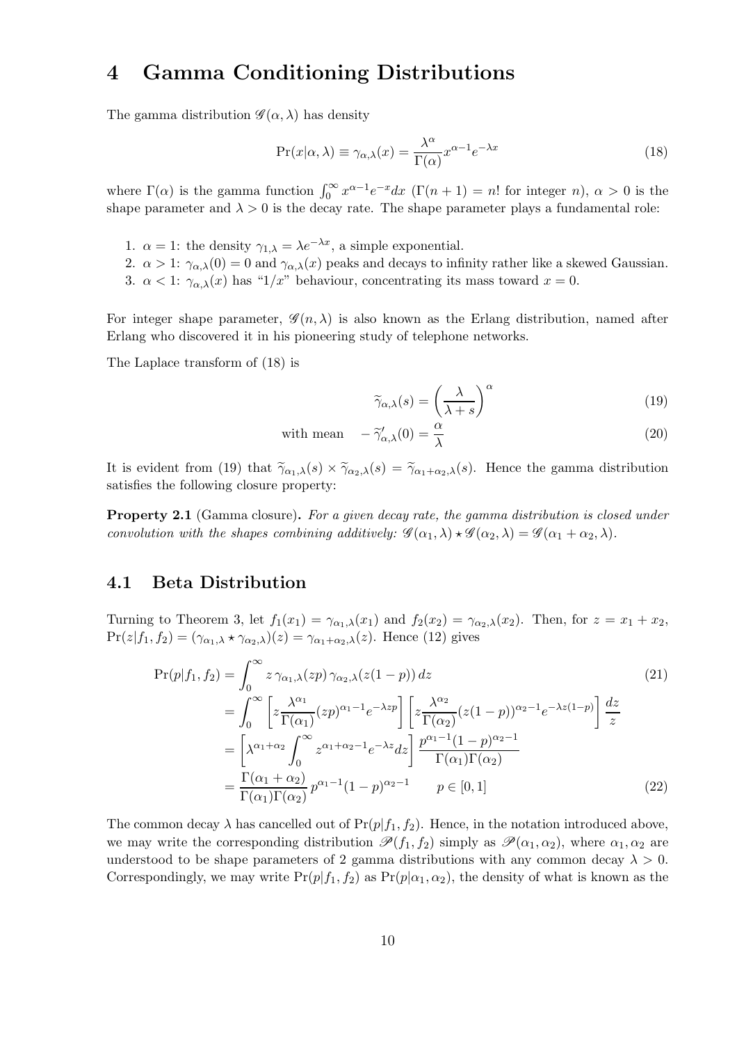# 4 Gamma Conditioning Distributions

The gamma distribution $\mathscr{G}(\alpha, \lambda)$ has density

$$\Pr(x|\alpha, \lambda) \equiv \gamma_{\alpha,\lambda}(x) = \frac{\lambda^\alpha}{\Gamma(\alpha)} x^{\alpha-1} e^{-\lambda x} \tag{18}$$

where $\Gamma(\alpha)$ is the gamma function $\int_0^\infty x^{\alpha-1} e^{-x} dx$ ($\Gamma(n+1) = n!$ for integer $n$), $\alpha > 0$ is the shape parameter and $\lambda > 0$ is the decay rate. The shape parameter plays a fundamental role:

1. $\alpha = 1$: the density $\gamma_{1,\lambda} = \lambda e^{-\lambda x}$, a simple exponential.
2. $\alpha > 1$: $\gamma_{\alpha,\lambda}(0) = 0$ and $\gamma_{\alpha,\lambda}(x)$ peaks and decays to infinity rather like a skewed Gaussian.
3. $\alpha < 1$: $\gamma_{\alpha,\lambda}(x)$ has "$1/x$" behaviour, concentrating its mass toward $x = 0$.

For integer shape parameter, $\mathscr{G}(n, \lambda)$ is also known as the Erlang distribution, named after Erlang who discovered it in his pioneering study of telephone networks.

The Laplace transform of (18) is

$$\widetilde{\gamma}_{\alpha,\lambda}(s) = \left(\frac{\lambda}{\lambda + s}\right)^\alpha \tag{19}$$

$$\text{with mean} \quad -\widetilde{\gamma}'_{\alpha,\lambda}(0) = \frac{\alpha}{\lambda} \tag{20}$$

It is evident from (19) that $\widetilde{\gamma}_{\alpha_1,\lambda}(s) \times \widetilde{\gamma}_{\alpha_2,\lambda}(s) = \widetilde{\gamma}_{\alpha_1+\alpha_2,\lambda}(s)$. Hence the gamma distribution satisfies the following closure property:

**Property 2.1** (Gamma closure). *For a given decay rate, the gamma distribution is closed under convolution with the shapes combining additively:* $\mathscr{G}(\alpha_1, \lambda) \star \mathscr{G}(\alpha_2, \lambda) = \mathscr{G}(\alpha_1 + \alpha_2, \lambda)$.

## 4.1 Beta Distribution

Turning to Theorem 3, let $f_1(x_1) = \gamma_{\alpha_1,\lambda}(x_1)$ and $f_2(x_2) = \gamma_{\alpha_2,\lambda}(x_2)$. Then, for $z = x_1 + x_2$, $\Pr(z|f_1, f_2) = (\gamma_{\alpha_1,\lambda} \star \gamma_{\alpha_2,\lambda})(z) = \gamma_{\alpha_1+\alpha_2,\lambda}(z)$. Hence (12) gives

$$\begin{aligned}
\Pr(p|f_1, f_2) &= \int_0^\infty z\, \gamma_{\alpha_1,\lambda}(zp)\, \gamma_{\alpha_2,\lambda}(z(1-p))\, dz \qquad (21) \\
&= \int_0^\infty \left[z \frac{\lambda^{\alpha_1}}{\Gamma(\alpha_1)} (zp)^{\alpha_1-1} e^{-\lambda zp}\right] \left[z \frac{\lambda^{\alpha_2}}{\Gamma(\alpha_2)} (z(1-p))^{\alpha_2-1} e^{-\lambda z(1-p)}\right] \frac{dz}{z} \\
&= \left[\lambda^{\alpha_1+\alpha_2} \int_0^\infty z^{\alpha_1+\alpha_2-1} e^{-\lambda z} dz\right] \frac{p^{\alpha_1-1}(1-p)^{\alpha_2-1}}{\Gamma(\alpha_1)\Gamma(\alpha_2)} \\
&= \frac{\Gamma(\alpha_1+\alpha_2)}{\Gamma(\alpha_1)\Gamma(\alpha_2)} p^{\alpha_1-1}(1-p)^{\alpha_2-1} \qquad p \in [0, 1] \qquad (22)
\end{aligned}$$

The common decay $\lambda$ has cancelled out of $\Pr(p|f_1, f_2)$. Hence, in the notation introduced above, we may write the corresponding distribution $\mathscr{P}(f_1, f_2)$ simply as $\mathscr{P}(\alpha_1, \alpha_2)$, where $\alpha_1, \alpha_2$ are understood to be shape parameters of 2 gamma distributions with any common decay $\lambda > 0$. Correspondingly, we may write $\Pr(p|f_1, f_2)$ as $\Pr(p|\alpha_1, \alpha_2)$, the density of what is known as the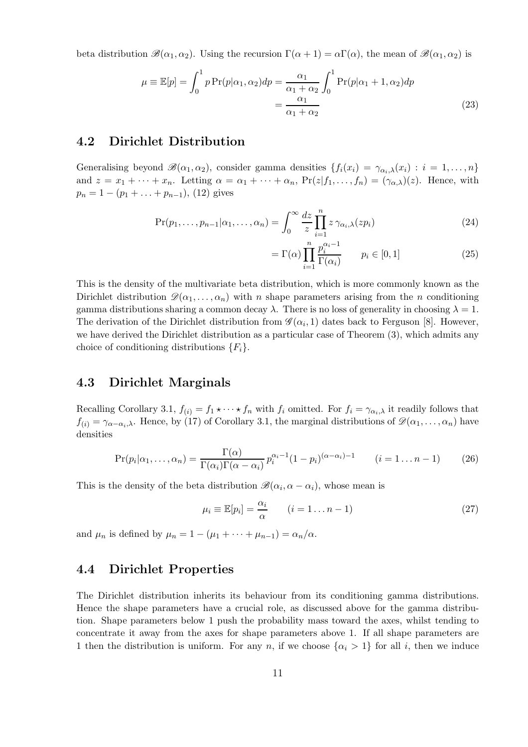beta distribution $\mathscr{B}(\alpha_1, \alpha_2)$. Using the recursion $\Gamma(\alpha+1) = \alpha\Gamma(\alpha)$, the mean of $\mathscr{B}(\alpha_1, \alpha_2)$ is

$$
\begin{aligned}
\mu \equiv \mathbb{E}[p] = \int_0^1 p \Pr(p|\alpha_1, \alpha_2) dp &= \frac{\alpha_1}{\alpha_1 + \alpha_2} \int_0^1 \Pr(p|\alpha_1 + 1, \alpha_2) dp \\
&= \frac{\alpha_1}{\alpha_1 + \alpha_2}
\end{aligned}
\tag{23}
$$

## 4.2 Dirichlet Distribution

Generalising beyond $\mathscr{B}(\alpha_1, \alpha_2)$, consider gamma densities $\{f_i(x_i) = \gamma_{\alpha_i,\lambda}(x_i) : i = 1, \ldots, n\}$ and $z = x_1 + \cdots + x_n$. Letting $\alpha = \alpha_1 + \cdots + \alpha_n$, $\Pr(z|f_1, \ldots, f_n) = (\gamma_{\alpha,\lambda})(z)$. Hence, with $p_n = 1 - (p_1 + \ldots + p_{n-1})$, (12) gives

$$
\Pr(p_1, \ldots, p_{n-1}|\alpha_1, \ldots, \alpha_n) = \int_0^\infty \frac{dz}{z} \prod_{i=1}^n z\, \gamma_{\alpha_i,\lambda}(zp_i) \tag{24}
$$

$$
= \Gamma(\alpha) \prod_{i=1}^n \frac{p_i^{\alpha_i - 1}}{\Gamma(\alpha_i)} \qquad p_i \in [0, 1] \tag{25}
$$

This is the density of the multivariate beta distribution, which is more commonly known as the Dirichlet distribution $\mathscr{D}(\alpha_1, \ldots, \alpha_n)$ with $n$ shape parameters arising from the $n$ conditioning gamma distributions sharing a common decay $\lambda$. There is no loss of generality in choosing $\lambda = 1$. The derivation of the Dirichlet distribution from $\mathscr{G}(\alpha_i, 1)$ dates back to Ferguson [8]. However, we have derived the Dirichlet distribution as a particular case of Theorem (3), which admits any choice of conditioning distributions $\{F_i\}$.

## 4.3 Dirichlet Marginals

Recalling Corollary 3.1, $f_{(i)} = f_1 \star \cdots \star f_n$ with $f_i$ omitted. For $f_i = \gamma_{\alpha_i,\lambda}$ it readily follows that $f_{(i)} = \gamma_{\alpha - \alpha_i,\lambda}$. Hence, by (17) of Corollary 3.1, the marginal distributions of $\mathscr{D}(\alpha_1, \ldots, \alpha_n)$ have densities

$$
\Pr(p_i|\alpha_1, \ldots, \alpha_n) = \frac{\Gamma(\alpha)}{\Gamma(\alpha_i)\Gamma(\alpha - \alpha_i)}\, p_i^{\alpha_i - 1}(1 - p_i)^{(\alpha - \alpha_i) - 1} \qquad (i = 1 \ldots n-1) \tag{26}
$$

This is the density of the beta distribution $\mathscr{B}(\alpha_i, \alpha - \alpha_i)$, whose mean is

$$
\mu_i \equiv \mathbb{E}[p_i] = \frac{\alpha_i}{\alpha} \qquad (i = 1 \ldots n-1) \tag{27}
$$

and $\mu_n$ is defined by $\mu_n = 1 - (\mu_1 + \cdots + \mu_{n-1}) = \alpha_n/\alpha$.

## 4.4 Dirichlet Properties

The Dirichlet distribution inherits its behaviour from its conditioning gamma distributions. Hence the shape parameters have a crucial role, as discussed above for the gamma distribution. Shape parameters below 1 push the probability mass toward the axes, whilst tending to concentrate it away from the axes for shape parameters above 1. If all shape parameters are 1 then the distribution is uniform. For any $n$, if we choose $\{\alpha_i > 1\}$ for all $i$, then we induce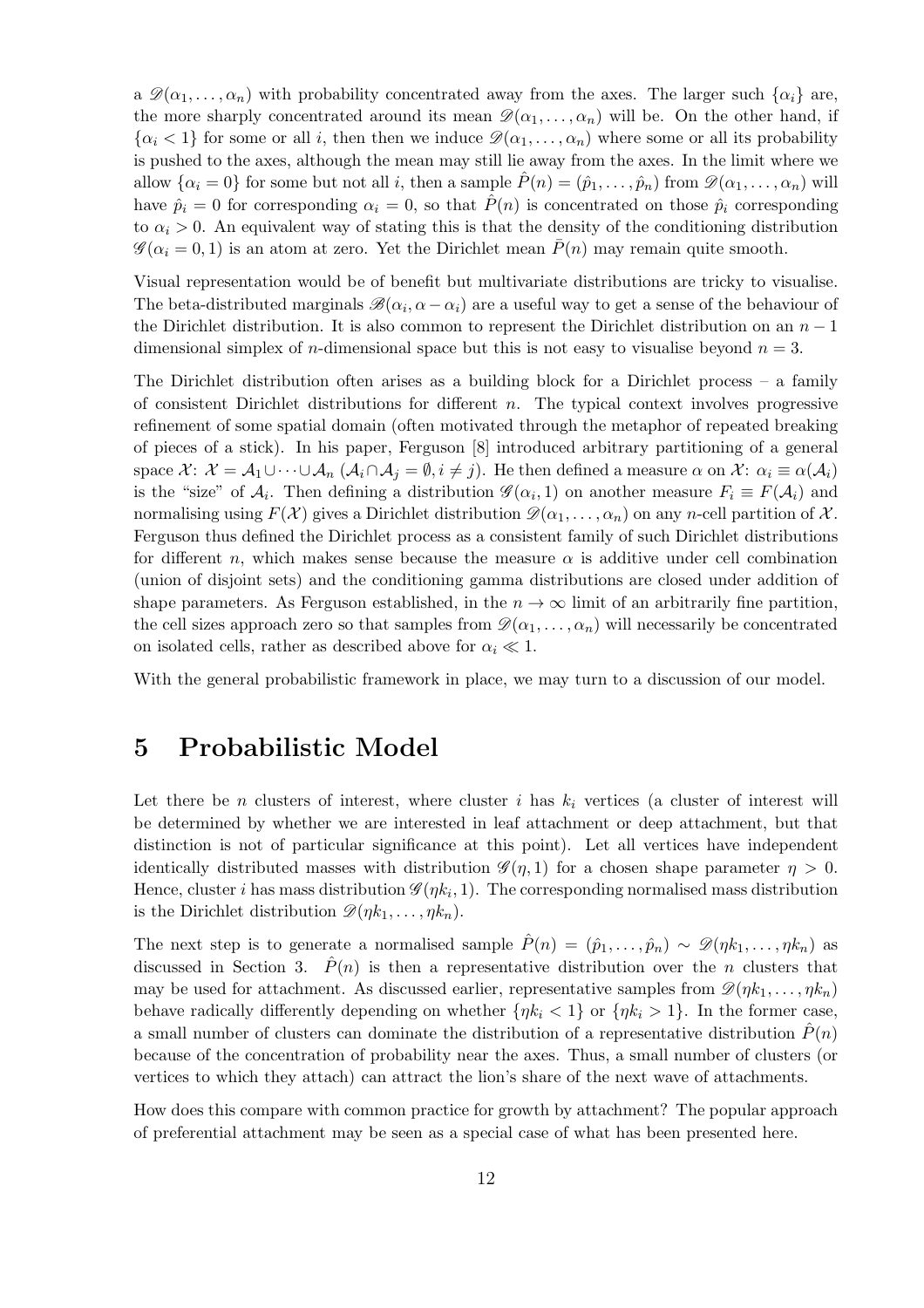a $\mathscr{D}(\alpha_1, \ldots, \alpha_n)$ with probability concentrated away from the axes. The larger such $\{\alpha_i\}$ are, the more sharply concentrated around its mean $\mathscr{D}(\alpha_1, \ldots, \alpha_n)$ will be. On the other hand, if $\{\alpha_i < 1\}$ for some or all $i$, then then we induce $\mathscr{D}(\alpha_1, \ldots, \alpha_n)$ where some or all its probability is pushed to the axes, although the mean may still lie away from the axes. In the limit where we allow $\{\alpha_i = 0\}$ for some but not all $i$, then a sample $\hat{P}(n) = (\hat{p}_1, \ldots, \hat{p}_n)$ from $\mathscr{D}(\alpha_1, \ldots, \alpha_n)$ will have $\hat{p}_i = 0$ for corresponding $\alpha_i = 0$, so that $\hat{P}(n)$ is concentrated on those $\hat{p}_i$ corresponding to $\alpha_i > 0$. An equivalent way of stating this is that the density of the conditioning distribution $\mathscr{G}(\alpha_i = 0, 1)$ is an atom at zero. Yet the Dirichlet mean $\bar{P}(n)$ may remain quite smooth.

Visual representation would be of benefit but multivariate distributions are tricky to visualise. The beta-distributed marginals $\mathscr{B}(\alpha_i, \alpha - \alpha_i)$ are a useful way to get a sense of the behaviour of the Dirichlet distribution. It is also common to represent the Dirichlet distribution on an $n-1$ dimensional simplex of $n$-dimensional space but this is not easy to visualise beyond $n = 3$.

The Dirichlet distribution often arises as a building block for a Dirichlet process – a family of consistent Dirichlet distributions for different $n$. The typical context involves progressive refinement of some spatial domain (often motivated through the metaphor of repeated breaking of pieces of a stick). In his paper, Ferguson [8] introduced arbitrary partitioning of a general space $\mathcal{X}$: $\mathcal{X} = \mathcal{A}_1 \cup \cdots \cup \mathcal{A}_n$ ($\mathcal{A}_i \cap \mathcal{A}_j = \emptyset, i \neq j$). He then defined a measure $\alpha$ on $\mathcal{X}$: $\alpha_i \equiv \alpha(\mathcal{A}_i)$ is the "size" of $\mathcal{A}_i$. Then defining a distribution $\mathscr{G}(\alpha_i, 1)$ on another measure $F_i \equiv F(\mathcal{A}_i)$ and normalising using $F(\mathcal{X})$ gives a Dirichlet distribution $\mathscr{D}(\alpha_1, \ldots, \alpha_n)$ on any $n$-cell partition of $\mathcal{X}$. Ferguson thus defined the Dirichlet process as a consistent family of such Dirichlet distributions for different $n$, which makes sense because the measure $\alpha$ is additive under cell combination (union of disjoint sets) and the conditioning gamma distributions are closed under addition of shape parameters. As Ferguson established, in the $n \to \infty$ limit of an arbitrarily fine partition, the cell sizes approach zero so that samples from $\mathscr{D}(\alpha_1, \ldots, \alpha_n)$ will necessarily be concentrated on isolated cells, rather as described above for $\alpha_i \ll 1$.

With the general probabilistic framework in place, we may turn to a discussion of our model.

# 5 Probabilistic Model

Let there be $n$ clusters of interest, where cluster $i$ has $k_i$ vertices (a cluster of interest will be determined by whether we are interested in leaf attachment or deep attachment, but that distinction is not of particular significance at this point). Let all vertices have independent identically distributed masses with distribution $\mathscr{G}(\eta, 1)$ for a chosen shape parameter $\eta > 0$. Hence, cluster $i$ has mass distribution $\mathscr{G}(\eta k_i, 1)$. The corresponding normalised mass distribution is the Dirichlet distribution $\mathscr{D}(\eta k_1, \ldots, \eta k_n)$.

The next step is to generate a normalised sample $\hat{P}(n) = (\hat{p}_1, \ldots, \hat{p}_n) \sim \mathscr{D}(\eta k_1, \ldots, \eta k_n)$ as discussed in Section 3. $\hat{P}(n)$ is then a representative distribution over the $n$ clusters that may be used for attachment. As discussed earlier, representative samples from $\mathscr{D}(\eta k_1, \ldots, \eta k_n)$ behave radically differently depending on whether $\{\eta k_i < 1\}$ or $\{\eta k_i > 1\}$. In the former case, a small number of clusters can dominate the distribution of a representative distribution $\hat{P}(n)$ because of the concentration of probability near the axes. Thus, a small number of clusters (or vertices to which they attach) can attract the lion's share of the next wave of attachments.

How does this compare with common practice for growth by attachment? The popular approach of preferential attachment may be seen as a special case of what has been presented here.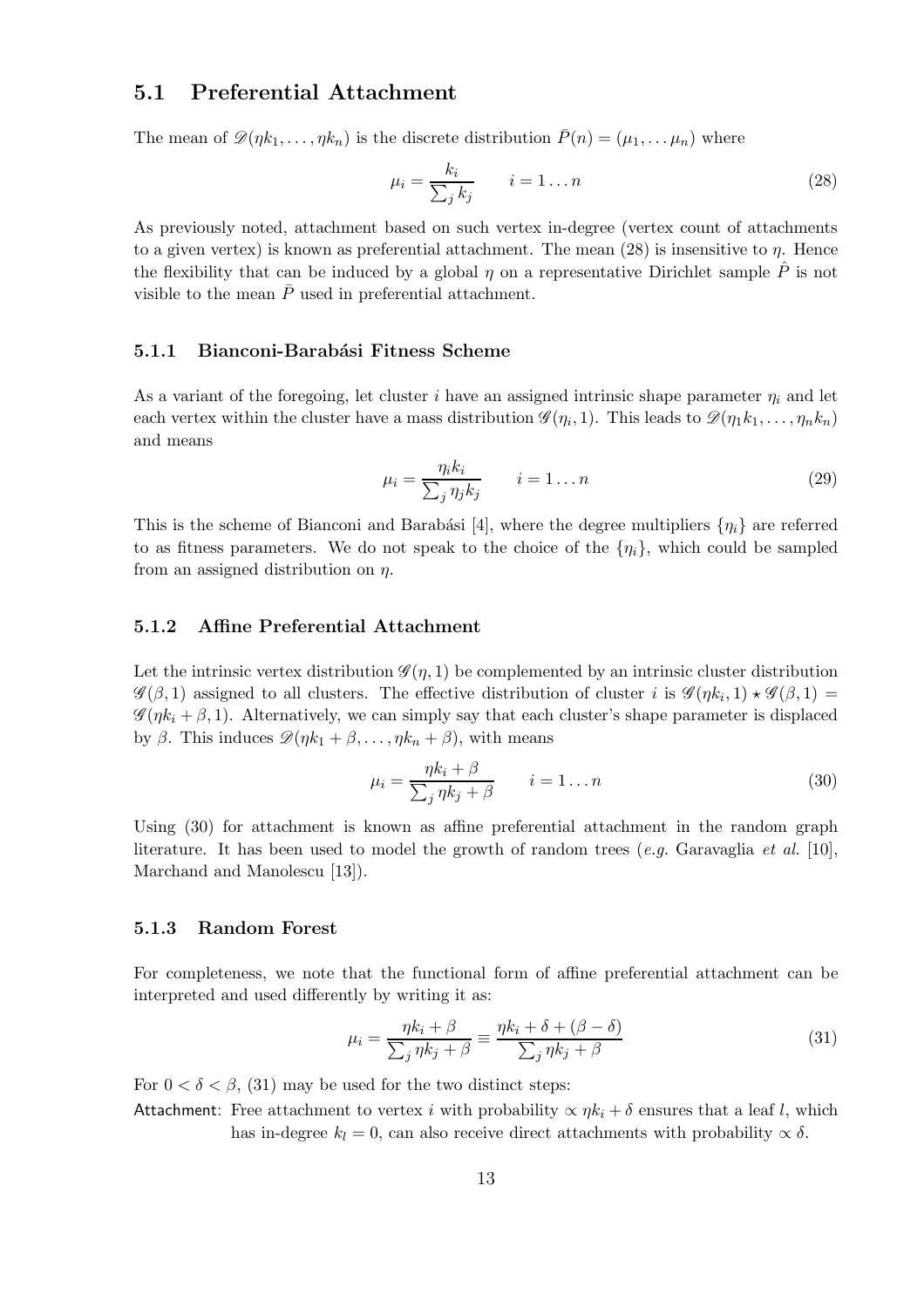## 5.1 Preferential Attachment

The mean of $\mathscr{D}(\eta k_1, \ldots, \eta k_n)$ is the discrete distribution $\bar{P}(n) = (\mu_1, \ldots \mu_n)$ where

$$\mu_i = \frac{k_i}{\sum_j k_j} \qquad i = 1 \ldots n \tag{28}$$

As previously noted, attachment based on such vertex in-degree (vertex count of attachments to a given vertex) is known as preferential attachment. The mean (28) is insensitive to $\eta$. Hence the flexibility that can be induced by a global $\eta$ on a representative Dirichlet sample $\hat{P}$ is not visible to the mean $\bar{P}$ used in preferential attachment.

### 5.1.1 Bianconi-Barabási Fitness Scheme

As a variant of the foregoing, let cluster $i$ have an assigned intrinsic shape parameter $\eta_i$ and let each vertex within the cluster have a mass distribution $\mathscr{G}(\eta_i, 1)$. This leads to $\mathscr{D}(\eta_1 k_1, \ldots, \eta_n k_n)$ and means

$$\mu_i = \frac{\eta_i k_i}{\sum_j \eta_j k_j} \qquad i = 1 \ldots n \tag{29}$$

This is the scheme of Bianconi and Barabási [4], where the degree multipliers $\{\eta_i\}$ are referred to as fitness parameters. We do not speak to the choice of the $\{\eta_i\}$, which could be sampled from an assigned distribution on $\eta$.

### 5.1.2 Affine Preferential Attachment

Let the intrinsic vertex distribution $\mathscr{G}(\eta, 1)$ be complemented by an intrinsic cluster distribution $\mathscr{G}(\beta, 1)$ assigned to all clusters. The effective distribution of cluster $i$ is $\mathscr{G}(\eta k_i, 1) \star \mathscr{G}(\beta, 1) = \mathscr{G}(\eta k_i + \beta, 1)$. Alternatively, we can simply say that each cluster's shape parameter is displaced by $\beta$. This induces $\mathscr{D}(\eta k_1 + \beta, \ldots, \eta k_n + \beta)$, with means

$$\mu_i = \frac{\eta k_i + \beta}{\sum_j \eta k_j + \beta} \qquad i = 1 \ldots n \tag{30}$$

Using (30) for attachment is known as affine preferential attachment in the random graph literature. It has been used to model the growth of random trees (*e.g.* Garavaglia *et al.* [10], Marchand and Manolescu [13]).

### 5.1.3 Random Forest

For completeness, we note that the functional form of affine preferential attachment can be interpreted and used differently by writing it as:

$$\mu_i = \frac{\eta k_i + \beta}{\sum_j \eta k_j + \beta} \equiv \frac{\eta k_i + \delta + (\beta - \delta)}{\sum_j \eta k_j + \beta} \tag{31}$$

For $0 < \delta < \beta$, (31) may be used for the two distinct steps:

Attachment: Free attachment to vertex $i$ with probability $\propto \eta k_i + \delta$ ensures that a leaf $l$, which has in-degree $k_l = 0$, can also receive direct attachments with probability $\propto \delta$.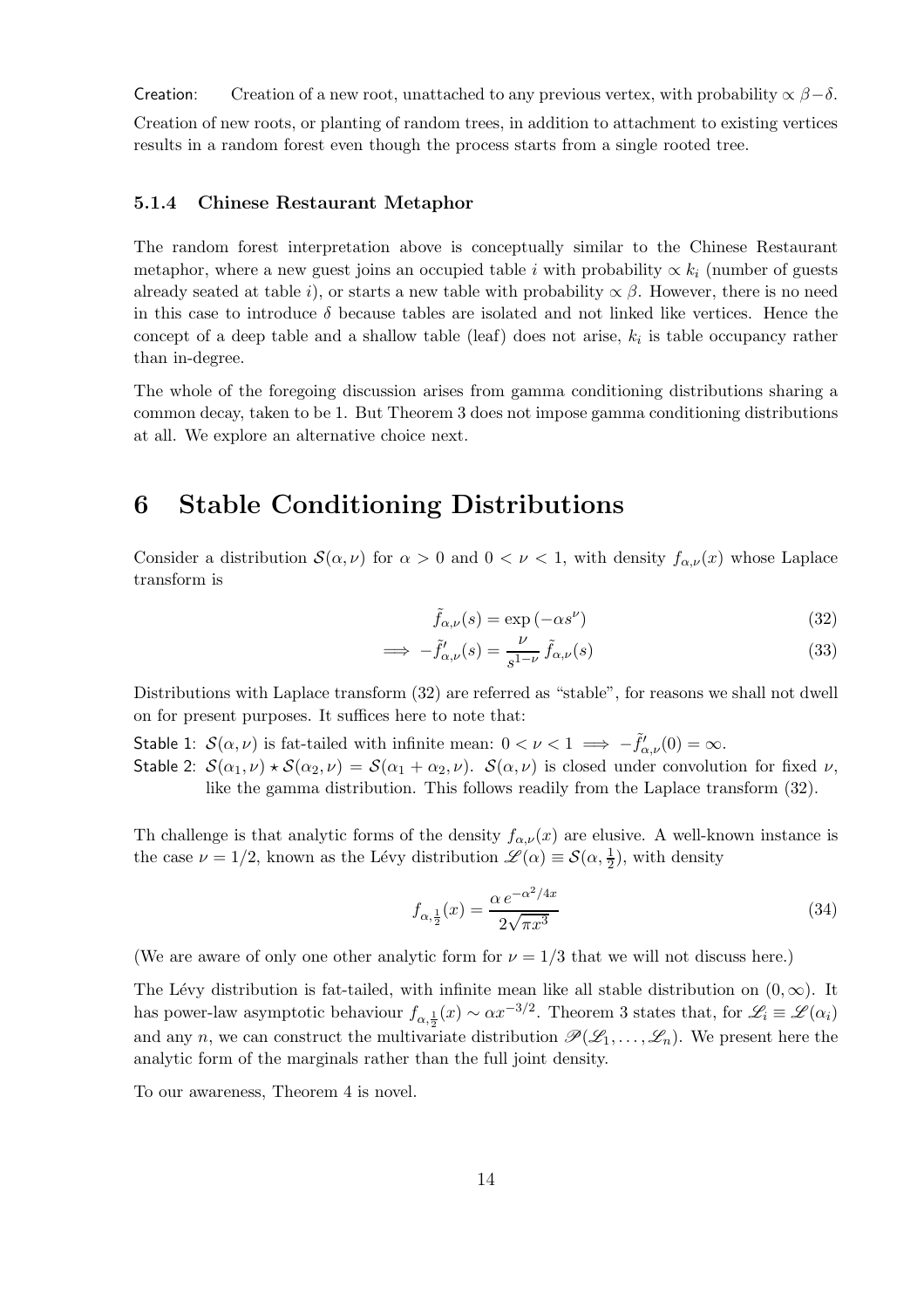Creation: Creation of a new root, unattached to any previous vertex, with probability $\propto \beta - \delta$.

Creation of new roots, or planting of random trees, in addition to attachment to existing vertices results in a random forest even though the process starts from a single rooted tree.

#### 5.1.4 Chinese Restaurant Metaphor

The random forest interpretation above is conceptually similar to the Chinese Restaurant metaphor, where a new guest joins an occupied table $i$ with probability $\propto k_i$ (number of guests already seated at table $i$), or starts a new table with probability $\propto \beta$. However, there is no need in this case to introduce $\delta$ because tables are isolated and not linked like vertices. Hence the concept of a deep table and a shallow table (leaf) does not arise, $k_i$ is table occupancy rather than in-degree.

The whole of the foregoing discussion arises from gamma conditioning distributions sharing a common decay, taken to be 1. But Theorem 3 does not impose gamma conditioning distributions at all. We explore an alternative choice next.

## 6 Stable Conditioning Distributions

Consider a distribution $\mathcal{S}(\alpha, \nu)$ for $\alpha > 0$ and $0 < \nu < 1$, with density $f_{\alpha,\nu}(x)$ whose Laplace transform is

$$\tilde{f}_{\alpha,\nu}(s) = \exp\left(-\alpha s^{\nu}\right) \tag{32}$$

$$\implies -\tilde{f}'_{\alpha,\nu}(s) = \frac{\nu}{s^{1-\nu}}\,\tilde{f}_{\alpha,\nu}(s) \tag{33}$$

Distributions with Laplace transform (32) are referred as "stable", for reasons we shall not dwell on for present purposes. It suffices here to note that:

Stable 1: $\mathcal{S}(\alpha, \nu)$ is fat-tailed with infinite mean: $0 < \nu < 1 \implies -\tilde{f}'_{\alpha,\nu}(0) = \infty$.

Stable 2: $\mathcal{S}(\alpha_1, \nu) \star \mathcal{S}(\alpha_2, \nu) = \mathcal{S}(\alpha_1 + \alpha_2, \nu)$. $\mathcal{S}(\alpha, \nu)$ is closed under convolution for fixed $\nu$, like the gamma distribution. This follows readily from the Laplace transform (32).

Th challenge is that analytic forms of the density $f_{\alpha,\nu}(x)$ are elusive. A well-known instance is the case $\nu = 1/2$, known as the Lévy distribution $\mathscr{L}(\alpha) \equiv \mathcal{S}(\alpha, \frac{1}{2})$, with density

$$f_{\alpha,\frac{1}{2}}(x) = \frac{\alpha\, e^{-\alpha^2/4x}}{2\sqrt{\pi x^3}} \tag{34}$$

(We are aware of only one other analytic form for $\nu = 1/3$ that we will not discuss here.)

The Lévy distribution is fat-tailed, with infinite mean like all stable distribution on $(0, \infty)$. It has power-law asymptotic behaviour $f_{\alpha,\frac{1}{2}}(x) \sim \alpha x^{-3/2}$. Theorem 3 states that, for $\mathscr{L}_i \equiv \mathscr{L}(\alpha_i)$ and any $n$, we can construct the multivariate distribution $\mathscr{P}(\mathscr{L}_1, \ldots, \mathscr{L}_n)$. We present here the analytic form of the marginals rather than the full joint density.

To our awareness, Theorem 4 is novel.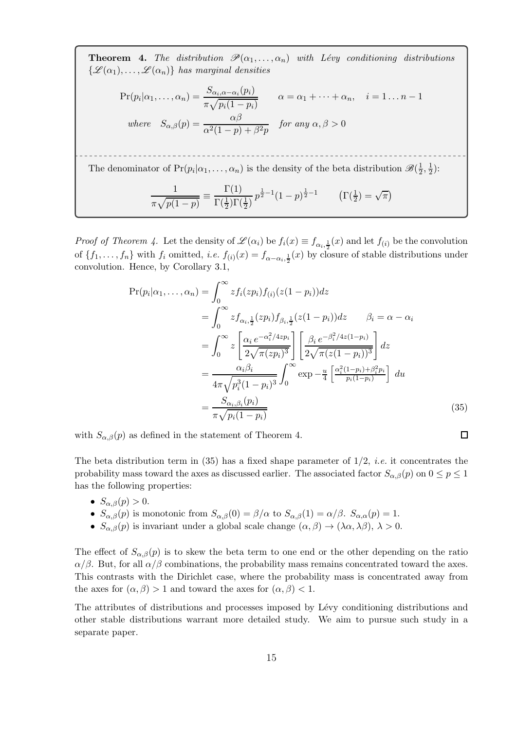**Theorem 4.** *The distribution $\mathscr{P}(\alpha_1,\ldots,\alpha_n)$ with Lévy conditioning distributions $\{\mathscr{L}(\alpha_1),\ldots,\mathscr{L}(\alpha_n)\}$ has marginal densities*

$$\Pr(p_i|\alpha_1,\ldots,\alpha_n) = \frac{S_{\alpha_i,\alpha-\alpha_i}(p_i)}{\pi\sqrt{p_i(1-p_i)}} \qquad \alpha = \alpha_1+\cdots+\alpha_n, \quad i = 1\ldots n-1$$

$$\textit{where} \quad S_{\alpha,\beta}(p) = \frac{\alpha\beta}{\alpha^2(1-p)+\beta^2 p} \quad \textit{for any } \alpha,\beta > 0$$

---

The denominator of $\Pr(p_i|\alpha_1,\ldots,\alpha_n)$ is the density of the beta distribution $\mathscr{B}(\frac{1}{2},\frac{1}{2})$:

$$\frac{1}{\pi\sqrt{p(1-p)}} \equiv \frac{\Gamma(1)}{\Gamma(\frac{1}{2})\Gamma(\frac{1}{2})}\, p^{\frac{1}{2}-1}(1-p)^{\frac{1}{2}-1} \qquad \left(\Gamma(\tfrac{1}{2}) = \sqrt{\pi}\right)$$

*Proof of Theorem 4.* Let the density of $\mathscr{L}(\alpha_i)$ be $f_i(x) \equiv f_{\alpha_i,\frac{1}{2}}(x)$ and let $f_{(i)}$ be the convolution of $\{f_1,\ldots,f_n\}$ with $f_i$ omitted, *i.e.* $f_{(i)}(x) = f_{\alpha-\alpha_i,\frac{1}{2}}(x)$ by closure of stable distributions under convolution. Hence, by Corollary 3.1,

$$\begin{aligned}
\Pr(p_i|\alpha_1,\ldots,\alpha_n) &= \int_0^\infty z f_i(zp_i) f_{(i)}(z(1-p_i))dz \\
&= \int_0^\infty z f_{\alpha_i,\frac{1}{2}}(zp_i) f_{\beta_i,\frac{1}{2}}(z(1-p_i))dz \qquad \beta_i = \alpha-\alpha_i \\
&= \int_0^\infty z \left[\frac{\alpha_i\, e^{-\alpha_i^2/4zp_i}}{2\sqrt{\pi(zp_i)^3}}\right]\left[\frac{\beta_i\, e^{-\beta_i^2/4z(1-p_i)}}{2\sqrt{\pi(z(1-p_i))^3}}\right] dz \\
&= \frac{\alpha_i\beta_i}{4\pi\sqrt{p_i^3(1-p_i)^3}}\int_0^\infty \exp -\frac{u}{4}\left[\frac{\alpha_i^2(1-p_i)+\beta_i^2 p_i}{p_i(1-p_i)}\right]\, du \\
&= \frac{S_{\alpha_i,\beta_i}(p_i)}{\pi\sqrt{p_i(1-p_i)}}
\end{aligned} \tag{35}$$

with $S_{\alpha,\beta}(p)$ as defined in the statement of Theorem 4. ∎

The beta distribution term in (35) has a fixed shape parameter of $1/2$, *i.e.* it concentrates the probability mass toward the axes as discussed earlier. The associated factor $S_{\alpha,\beta}(p)$ on $0 \le p \le 1$ has the following properties:

- $S_{\alpha,\beta}(p) > 0$.
- $S_{\alpha,\beta}(p)$ is monotonic from $S_{\alpha,\beta}(0) = \beta/\alpha$ to $S_{\alpha,\beta}(1) = \alpha/\beta$. $S_{\alpha,\alpha}(p) = 1$.
- $S_{\alpha,\beta}(p)$ is invariant under a global scale change $(\alpha,\beta) \to (\lambda\alpha,\lambda\beta)$, $\lambda > 0$.

The effect of $S_{\alpha,\beta}(p)$ is to skew the beta term to one end or the other depending on the ratio $\alpha/\beta$. But, for all $\alpha/\beta$ combinations, the probability mass remains concentrated toward the axes. This contrasts with the Dirichlet case, where the probability mass is concentrated away from the axes for $(\alpha,\beta) > 1$ and toward the axes for $(\alpha,\beta) < 1$.

The attributes of distributions and processes imposed by Lévy conditioning distributions and other stable distributions warrant more detailed study. We aim to pursue such study in a separate paper.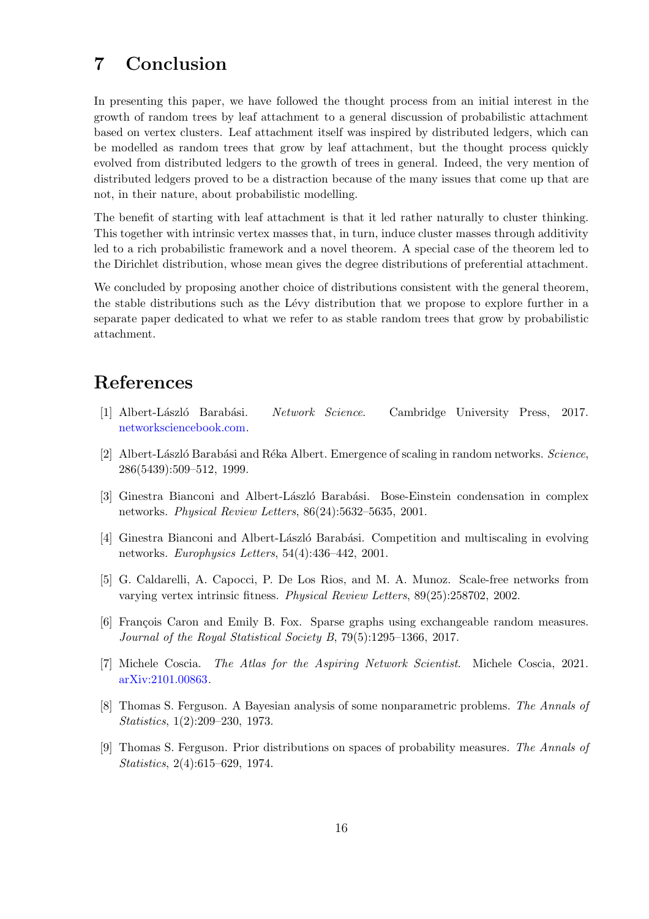## 7 Conclusion

In presenting this paper, we have followed the thought process from an initial interest in the growth of random trees by leaf attachment to a general discussion of probabilistic attachment based on vertex clusters. Leaf attachment itself was inspired by distributed ledgers, which can be modelled as random trees that grow by leaf attachment, but the thought process quickly evolved from distributed ledgers to the growth of trees in general. Indeed, the very mention of distributed ledgers proved to be a distraction because of the many issues that come up that are not, in their nature, about probabilistic modelling.

The benefit of starting with leaf attachment is that it led rather naturally to cluster thinking. This together with intrinsic vertex masses that, in turn, induce cluster masses through additivity led to a rich probabilistic framework and a novel theorem. A special case of the theorem led to the Dirichlet distribution, whose mean gives the degree distributions of preferential attachment.

We concluded by proposing another choice of distributions consistent with the general theorem, the stable distributions such as the Lévy distribution that we propose to explore further in a separate paper dedicated to what we refer to as stable random trees that grow by probabilistic attachment.

## References

[1] Albert-László Barabási. *Network Science*. Cambridge University Press, 2017. networksciencebook.com.

[2] Albert-László Barabási and Réka Albert. Emergence of scaling in random networks. *Science*, 286(5439):509–512, 1999.

[3] Ginestra Bianconi and Albert-László Barabási. Bose-Einstein condensation in complex networks. *Physical Review Letters*, 86(24):5632–5635, 2001.

[4] Ginestra Bianconi and Albert-László Barabási. Competition and multiscaling in evolving networks. *Europhysics Letters*, 54(4):436–442, 2001.

[5] G. Caldarelli, A. Capocci, P. De Los Rios, and M. A. Munoz. Scale-free networks from varying vertex intrinsic fitness. *Physical Review Letters*, 89(25):258702, 2002.

[6] François Caron and Emily B. Fox. Sparse graphs using exchangeable random measures. *Journal of the Royal Statistical Society B*, 79(5):1295–1366, 2017.

[7] Michele Coscia. *The Atlas for the Aspiring Network Scientist*. Michele Coscia, 2021. arXiv:2101.00863.

[8] Thomas S. Ferguson. A Bayesian analysis of some nonparametric problems. *The Annals of Statistics*, 1(2):209–230, 1973.

[9] Thomas S. Ferguson. Prior distributions on spaces of probability measures. *The Annals of Statistics*, 2(4):615–629, 1974.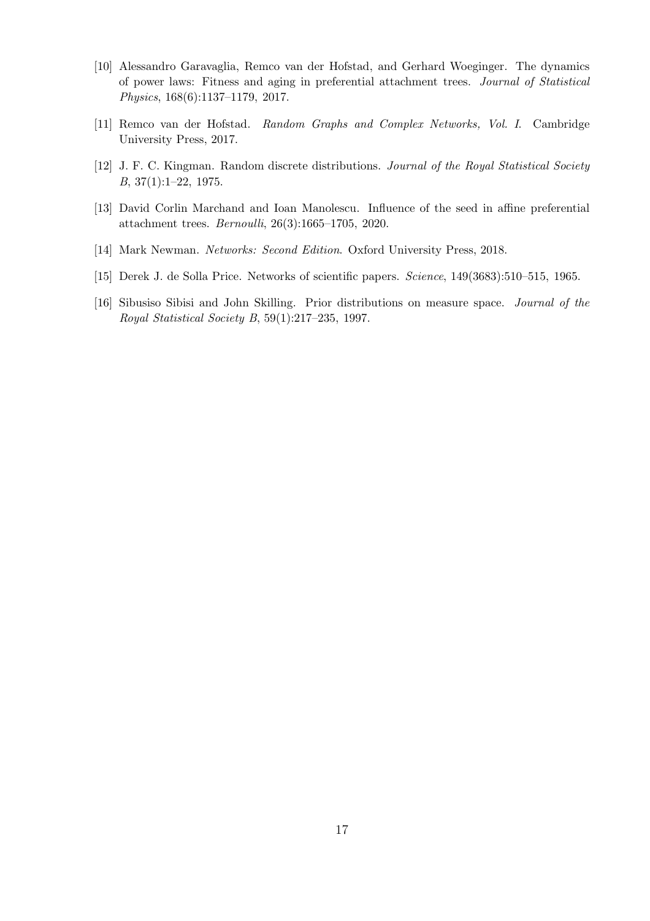[10] Alessandro Garavaglia, Remco van der Hofstad, and Gerhard Woeginger. The dynamics of power laws: Fitness and aging in preferential attachment trees. *Journal of Statistical Physics*, 168(6):1137–1179, 2017.

[11] Remco van der Hofstad. *Random Graphs and Complex Networks, Vol. I*. Cambridge University Press, 2017.

[12] J. F. C. Kingman. Random discrete distributions. *Journal of the Royal Statistical Society B*, 37(1):1–22, 1975.

[13] David Corlin Marchand and Ioan Manolescu. Influence of the seed in affine preferential attachment trees. *Bernoulli*, 26(3):1665–1705, 2020.

[14] Mark Newman. *Networks: Second Edition*. Oxford University Press, 2018.

[15] Derek J. de Solla Price. Networks of scientific papers. *Science*, 149(3683):510–515, 1965.

[16] Sibusiso Sibisi and John Skilling. Prior distributions on measure space. *Journal of the Royal Statistical Society B*, 59(1):217–235, 1997.